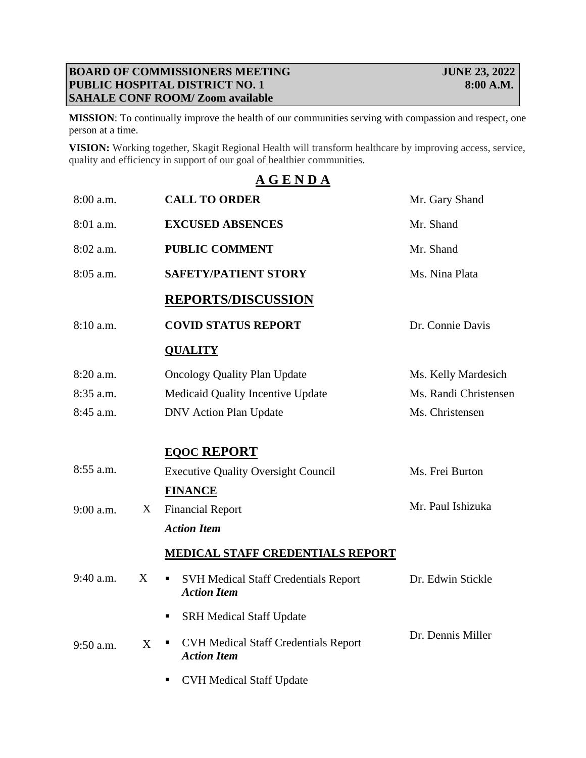**BOARD OF COMMISSIONERS MEETING** **JUNE 23, 2022**
**PUBLIC HOSPITAL DISTRICT NO. 1** **8:00 A.M.**
**SAHALE CONF ROOM/ Zoom available**

**MISSION**: To continually improve the health of our communities serving with compassion and respect, one person at a time.

**VISION:** Working together, Skagit Regional Health will transform healthcare by improving access, service, quality and efficiency in support of our goal of healthier communities.

# A G E N D A

| Time | | Item | Presenter |
|---|---|---|---|
| 8:00 a.m. | | **CALL TO ORDER** | Mr. Gary Shand |
| 8:01 a.m. | | **EXCUSED ABSENCES** | Mr. Shand |
| 8:02 a.m. | | **PUBLIC COMMENT** | Mr. Shand |
| 8:05 a.m. | | **SAFETY/PATIENT STORY** | Ms. Nina Plata |
| | | **REPORTS/DISCUSSION** | |
| 8:10 a.m. | | **COVID STATUS REPORT** | Dr. Connie Davis |
| | | **QUALITY** | |
| 8:20 a.m. | | Oncology Quality Plan Update | Ms. Kelly Mardesich |
| 8:35 a.m. | | Medicaid Quality Incentive Update | Ms. Randi Christensen |
| 8:45 a.m. | | DNV Action Plan Update | Ms. Christensen |
| | | **EQOC REPORT** | |
| 8:55 a.m. | | Executive Quality Oversight Council | Ms. Frei Burton |
| | | **FINANCE** | |
| 9:00 a.m. | X | Financial Report *Action Item* | Mr. Paul Ishizuka |
| | | **MEDICAL STAFF CREDENTIALS REPORT** | |
| 9:40 a.m. | X | ▪ SVH Medical Staff Credentials Report *Action Item* | Dr. Edwin Stickle |
| | | ▪ SRH Medical Staff Update | |
| 9:50 a.m. | X | ▪ CVH Medical Staff Credentials Report *Action Item* | Dr. Dennis Miller |
| | | ▪ CVH Medical Staff Update | |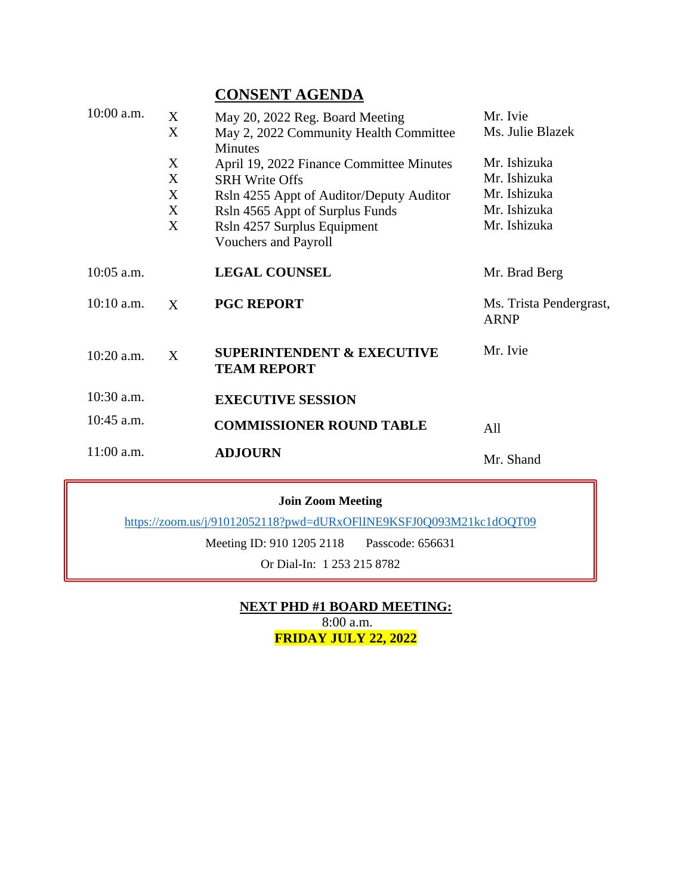## CONSENT AGENDA

| | | | |
|---|---|---|---|
| 10:00 a.m. | X | May 20, 2022 Reg. Board Meeting | Mr. Ivie |
| | X | May 2, 2022 Community Health Committee Minutes | Ms. Julie Blazek |
| | X | April 19, 2022 Finance Committee Minutes | Mr. Ishizuka |
| | X | SRH Write Offs | Mr. Ishizuka |
| | X | Rsln 4255 Appt of Auditor/Deputy Auditor | Mr. Ishizuka |
| | X | Rsln 4565 Appt of Surplus Funds | Mr. Ishizuka |
| | X | Rsln 4257 Surplus Equipment | Mr. Ishizuka |
| | | Vouchers and Payroll | |
| 10:05 a.m. | | **LEGAL COUNSEL** | Mr. Brad Berg |
| 10:10 a.m. | X | **PGC REPORT** | Ms. Trista Pendergrast, ARNP |
| 10:20 a.m. | X | **SUPERINTENDENT & EXECUTIVE TEAM REPORT** | Mr. Ivie |
| 10:30 a.m. | | **EXECUTIVE SESSION** | |
| 10:45 a.m. | | **COMMISSIONER ROUND TABLE** | All |
| 11:00 a.m. | | **ADJOURN** | Mr. Shand |

**Join Zoom Meeting**

https://zoom.us/j/91012052118?pwd=dURxOFlINE9KSFJ0Q093M21kc1dOQT09

Meeting ID: 910 1205 2118 Passcode: 656631

Or Dial-In: 1 253 215 8782

**NEXT PHD #1 BOARD MEETING:**

8:00 a.m.

**FRIDAY JULY 22, 2022**